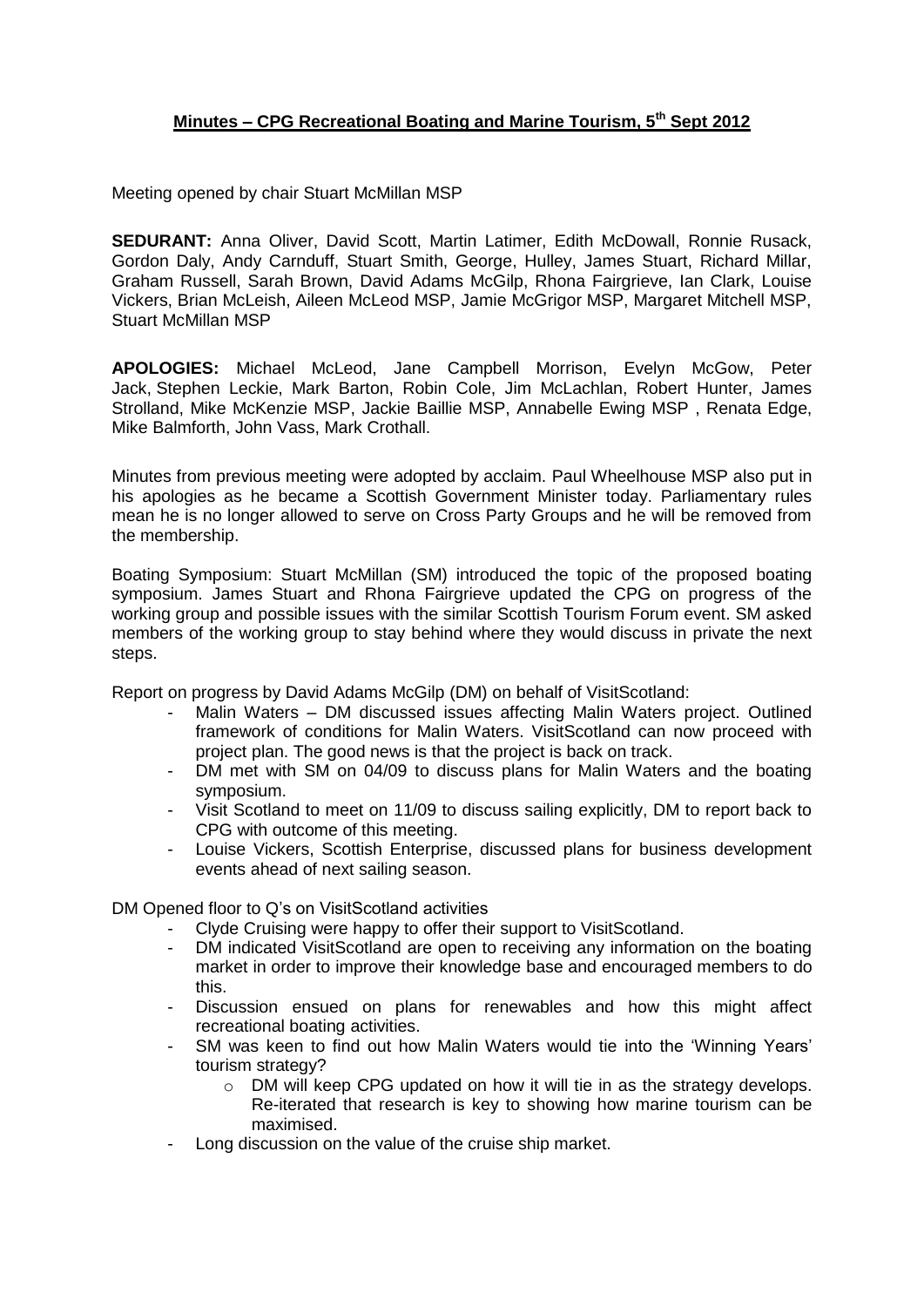**Minutes – CPG Recreational Boating and Marine Tourism, 5th Sept 2012**

Meeting opened by chair Stuart McMillan MSP

**SEDURANT:** Anna Oliver, David Scott, Martin Latimer, Edith McDowall, Ronnie Rusack, Gordon Daly, Andy Carnduff, Stuart Smith, George, Hulley, James Stuart, Richard Millar, Graham Russell, Sarah Brown, David Adams McGilp, Rhona Fairgrieve, Ian Clark, Louise Vickers, Brian McLeish, Aileen McLeod MSP, Jamie McGrigor MSP, Margaret Mitchell MSP, Stuart McMillan MSP

**APOLOGIES:** Michael McLeod, Jane Campbell Morrison, Evelyn McGow, Peter Jack, Stephen Leckie, Mark Barton, Robin Cole, Jim McLachlan, Robert Hunter, James Strolland, Mike McKenzie MSP, Jackie Baillie MSP, Annabelle Ewing MSP , Renata Edge, Mike Balmforth, John Vass, Mark Crothall.

Minutes from previous meeting were adopted by acclaim. Paul Wheelhouse MSP also put in his apologies as he became a Scottish Government Minister today. Parliamentary rules mean he is no longer allowed to serve on Cross Party Groups and he will be removed from the membership.

Boating Symposium: Stuart McMillan (SM) introduced the topic of the proposed boating symposium. James Stuart and Rhona Fairgrieve updated the CPG on progress of the working group and possible issues with the similar Scottish Tourism Forum event. SM asked members of the working group to stay behind where they would discuss in private the next steps.

Report on progress by David Adams McGilp (DM) on behalf of VisitScotland:

- Malin Waters – DM discussed issues affecting Malin Waters project. Outlined framework of conditions for Malin Waters. VisitScotland can now proceed with project plan. The good news is that the project is back on track.
- DM met with SM on 04/09 to discuss plans for Malin Waters and the boating symposium.
- Visit Scotland to meet on 11/09 to discuss sailing explicitly, DM to report back to CPG with outcome of this meeting.
- Louise Vickers, Scottish Enterprise, discussed plans for business development events ahead of next sailing season.

DM Opened floor to Q's on VisitScotland activities

- Clyde Cruising were happy to offer their support to VisitScotland.
- DM indicated VisitScotland are open to receiving any information on the boating market in order to improve their knowledge base and encouraged members to do this.
- Discussion ensued on plans for renewables and how this might affect recreational boating activities.
- SM was keen to find out how Malin Waters would tie into the 'Winning Years' tourism strategy?
    - DM will keep CPG updated on how it will tie in as the strategy develops. Re-iterated that research is key to showing how marine tourism can be maximised.
- Long discussion on the value of the cruise ship market.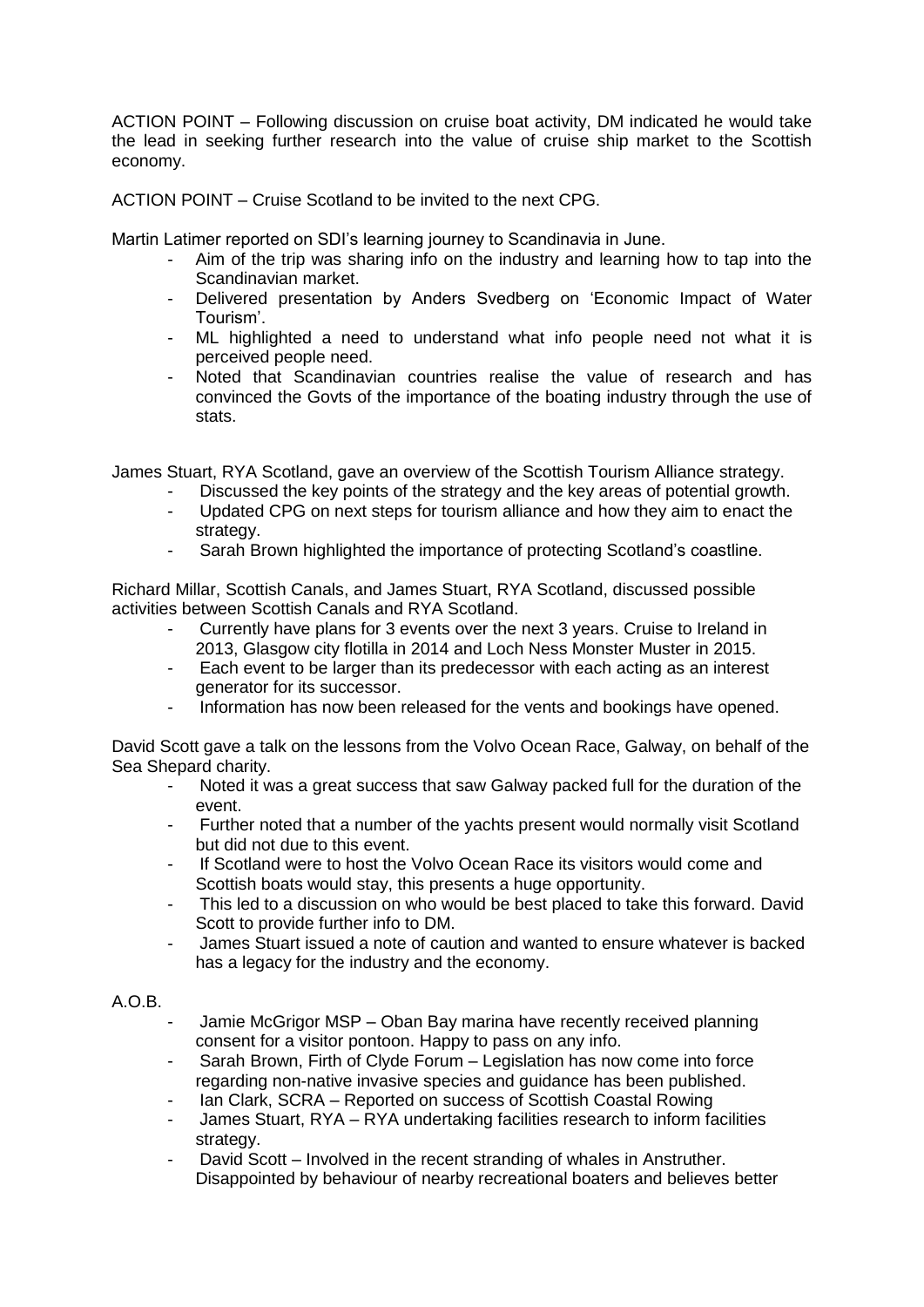ACTION POINT – Following discussion on cruise boat activity, DM indicated he would take the lead in seeking further research into the value of cruise ship market to the Scottish economy.

ACTION POINT – Cruise Scotland to be invited to the next CPG.

Martin Latimer reported on SDI's learning journey to Scandinavia in June.

- Aim of the trip was sharing info on the industry and learning how to tap into the Scandinavian market.
- Delivered presentation by Anders Svedberg on 'Economic Impact of Water Tourism'.
- ML highlighted a need to understand what info people need not what it is perceived people need.
- Noted that Scandinavian countries realise the value of research and has convinced the Govts of the importance of the boating industry through the use of stats.

James Stuart, RYA Scotland, gave an overview of the Scottish Tourism Alliance strategy.

- Discussed the key points of the strategy and the key areas of potential growth.
- Updated CPG on next steps for tourism alliance and how they aim to enact the strategy.
- Sarah Brown highlighted the importance of protecting Scotland's coastline.

Richard Millar, Scottish Canals, and James Stuart, RYA Scotland, discussed possible activities between Scottish Canals and RYA Scotland.

- Currently have plans for 3 events over the next 3 years. Cruise to Ireland in 2013, Glasgow city flotilla in 2014 and Loch Ness Monster Muster in 2015.
- Each event to be larger than its predecessor with each acting as an interest generator for its successor.
- Information has now been released for the vents and bookings have opened.

David Scott gave a talk on the lessons from the Volvo Ocean Race, Galway, on behalf of the Sea Shepard charity.

- Noted it was a great success that saw Galway packed full for the duration of the event.
- Further noted that a number of the yachts present would normally visit Scotland but did not due to this event.
- If Scotland were to host the Volvo Ocean Race its visitors would come and Scottish boats would stay, this presents a huge opportunity.
- This led to a discussion on who would be best placed to take this forward. David Scott to provide further info to DM.
- James Stuart issued a note of caution and wanted to ensure whatever is backed has a legacy for the industry and the economy.

A.O.B.

- Jamie McGrigor MSP – Oban Bay marina have recently received planning consent for a visitor pontoon. Happy to pass on any info.
- Sarah Brown, Firth of Clyde Forum – Legislation has now come into force regarding non-native invasive species and guidance has been published.
- Ian Clark, SCRA – Reported on success of Scottish Coastal Rowing
- James Stuart, RYA – RYA undertaking facilities research to inform facilities strategy.
- David Scott – Involved in the recent stranding of whales in Anstruther. Disappointed by behaviour of nearby recreational boaters and believes better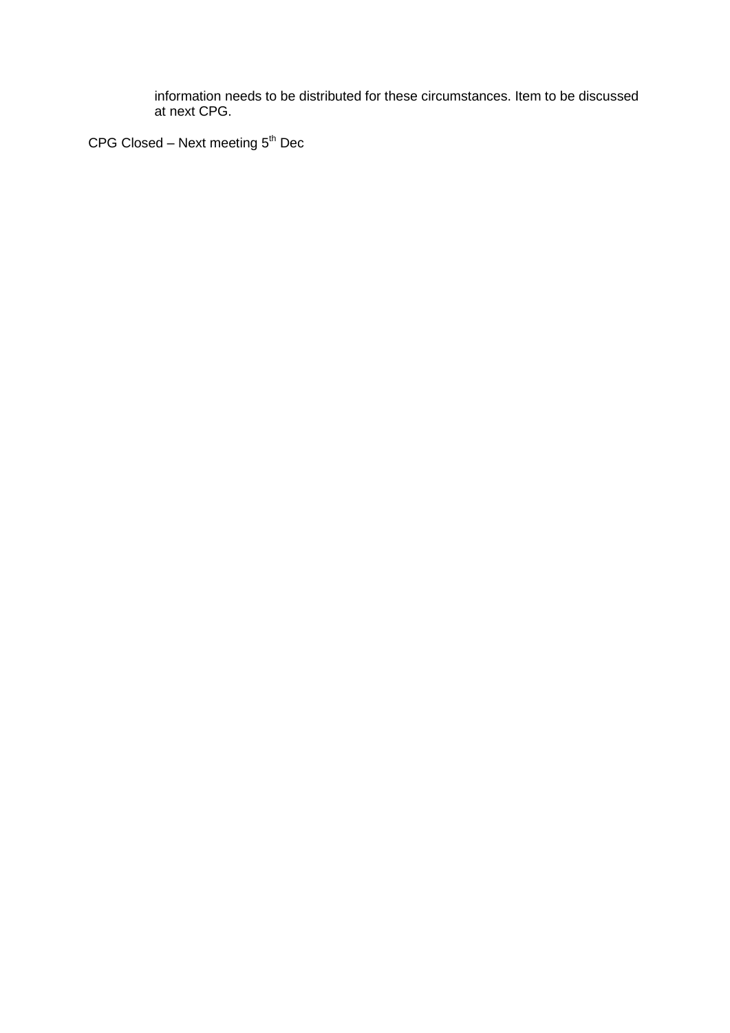information needs to be distributed for these circumstances. Item to be discussed at next CPG.

CPG Closed – Next meeting 5th Dec